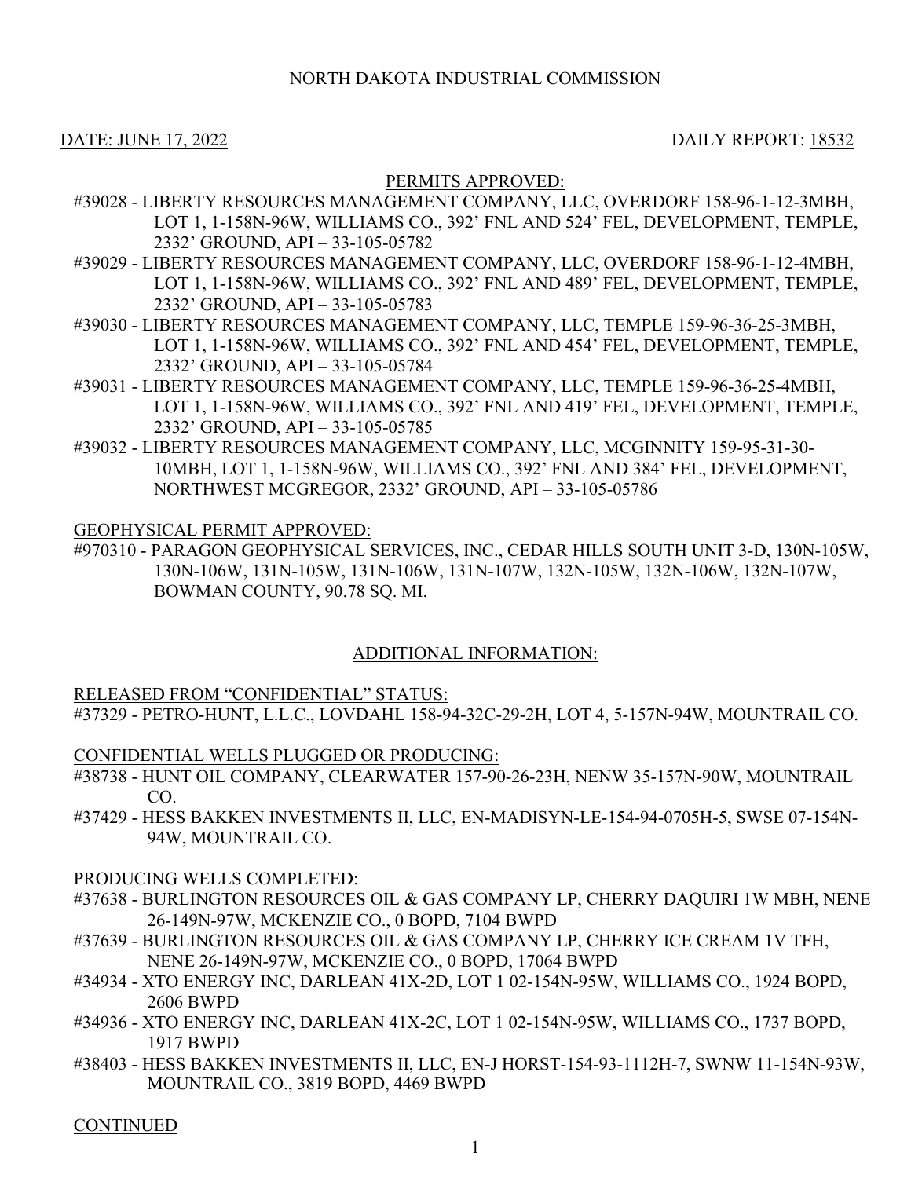NORTH DAKOTA INDUSTRIAL COMMISSION

DATE: JUNE 17, 2022 DAILY REPORT: 18532

PERMITS APPROVED:

#39028 - LIBERTY RESOURCES MANAGEMENT COMPANY, LLC, OVERDORF 158-96-1-12-3MBH, LOT 1, 1-158N-96W, WILLIAMS CO., 392' FNL AND 524' FEL, DEVELOPMENT, TEMPLE, 2332' GROUND, API – 33-105-05782

#39029 - LIBERTY RESOURCES MANAGEMENT COMPANY, LLC, OVERDORF 158-96-1-12-4MBH, LOT 1, 1-158N-96W, WILLIAMS CO., 392' FNL AND 489' FEL, DEVELOPMENT, TEMPLE, 2332' GROUND, API – 33-105-05783

#39030 - LIBERTY RESOURCES MANAGEMENT COMPANY, LLC, TEMPLE 159-96-36-25-3MBH, LOT 1, 1-158N-96W, WILLIAMS CO., 392' FNL AND 454' FEL, DEVELOPMENT, TEMPLE, 2332' GROUND, API – 33-105-05784

#39031 - LIBERTY RESOURCES MANAGEMENT COMPANY, LLC, TEMPLE 159-96-36-25-4MBH, LOT 1, 1-158N-96W, WILLIAMS CO., 392' FNL AND 419' FEL, DEVELOPMENT, TEMPLE, 2332' GROUND, API – 33-105-05785

#39032 - LIBERTY RESOURCES MANAGEMENT COMPANY, LLC, MCGINNITY 159-95-31-30-10MBH, LOT 1, 1-158N-96W, WILLIAMS CO., 392' FNL AND 384' FEL, DEVELOPMENT, NORTHWEST MCGREGOR, 2332' GROUND, API – 33-105-05786

GEOPHYSICAL PERMIT APPROVED:

#970310 - PARAGON GEOPHYSICAL SERVICES, INC., CEDAR HILLS SOUTH UNIT 3-D, 130N-105W, 130N-106W, 131N-105W, 131N-106W, 131N-107W, 132N-105W, 132N-106W, 132N-107W, BOWMAN COUNTY, 90.78 SQ. MI.

ADDITIONAL INFORMATION:

RELEASED FROM "CONFIDENTIAL" STATUS:

#37329 - PETRO-HUNT, L.L.C., LOVDAHL 158-94-32C-29-2H, LOT 4, 5-157N-94W, MOUNTRAIL CO.

CONFIDENTIAL WELLS PLUGGED OR PRODUCING:

#38738 - HUNT OIL COMPANY, CLEARWATER 157-90-26-23H, NENW 35-157N-90W, MOUNTRAIL CO.

#37429 - HESS BAKKEN INVESTMENTS II, LLC, EN-MADISYN-LE-154-94-0705H-5, SWSE 07-154N-94W, MOUNTRAIL CO.

PRODUCING WELLS COMPLETED:

#37638 - BURLINGTON RESOURCES OIL & GAS COMPANY LP, CHERRY DAQUIRI 1W MBH, NENE 26-149N-97W, MCKENZIE CO., 0 BOPD, 7104 BWPD

#37639 - BURLINGTON RESOURCES OIL & GAS COMPANY LP, CHERRY ICE CREAM 1V TFH, NENE 26-149N-97W, MCKENZIE CO., 0 BOPD, 17064 BWPD

#34934 - XTO ENERGY INC, DARLEAN 41X-2D, LOT 1 02-154N-95W, WILLIAMS CO., 1924 BOPD, 2606 BWPD

#34936 - XTO ENERGY INC, DARLEAN 41X-2C, LOT 1 02-154N-95W, WILLIAMS CO., 1737 BOPD, 1917 BWPD

#38403 - HESS BAKKEN INVESTMENTS II, LLC, EN-J HORST-154-93-1112H-7, SWNW 11-154N-93W, MOUNTRAIL CO., 3819 BOPD, 4469 BWPD

CONTINUED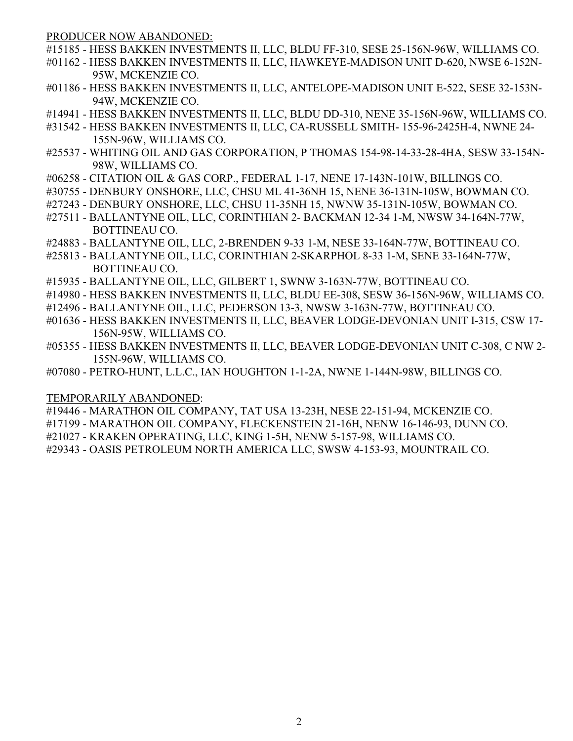PRODUCER NOW ABANDONED:

#15185 - HESS BAKKEN INVESTMENTS II, LLC, BLDU FF-310, SESE 25-156N-96W, WILLIAMS CO.

#01162 - HESS BAKKEN INVESTMENTS II, LLC, HAWKEYE-MADISON UNIT D-620, NWSE 6-152N-95W, MCKENZIE CO.

#01186 - HESS BAKKEN INVESTMENTS II, LLC, ANTELOPE-MADISON UNIT E-522, SESE 32-153N-94W, MCKENZIE CO.

#14941 - HESS BAKKEN INVESTMENTS II, LLC, BLDU DD-310, NENE 35-156N-96W, WILLIAMS CO.

#31542 - HESS BAKKEN INVESTMENTS II, LLC, CA-RUSSELL SMITH- 155-96-2425H-4, NWNE 24-155N-96W, WILLIAMS CO.

#25537 - WHITING OIL AND GAS CORPORATION, P THOMAS 154-98-14-33-28-4HA, SESW 33-154N-98W, WILLIAMS CO.

#06258 - CITATION OIL & GAS CORP., FEDERAL 1-17, NENE 17-143N-101W, BILLINGS CO.

#30755 - DENBURY ONSHORE, LLC, CHSU ML 41-36NH 15, NENE 36-131N-105W, BOWMAN CO.

#27243 - DENBURY ONSHORE, LLC, CHSU 11-35NH 15, NWNW 35-131N-105W, BOWMAN CO.

#27511 - BALLANTYNE OIL, LLC, CORINTHIAN 2- BACKMAN 12-34 1-M, NWSW 34-164N-77W, BOTTINEAU CO.

#24883 - BALLANTYNE OIL, LLC, 2-BRENDEN 9-33 1-M, NESE 33-164N-77W, BOTTINEAU CO.

#25813 - BALLANTYNE OIL, LLC, CORINTHIAN 2-SKARPHOL 8-33 1-M, SENE 33-164N-77W, BOTTINEAU CO.

#15935 - BALLANTYNE OIL, LLC, GILBERT 1, SWNW 3-163N-77W, BOTTINEAU CO.

#14980 - HESS BAKKEN INVESTMENTS II, LLC, BLDU EE-308, SESW 36-156N-96W, WILLIAMS CO.

#12496 - BALLANTYNE OIL, LLC, PEDERSON 13-3, NWSW 3-163N-77W, BOTTINEAU CO.

#01636 - HESS BAKKEN INVESTMENTS II, LLC, BEAVER LODGE-DEVONIAN UNIT I-315, CSW 17-156N-95W, WILLIAMS CO.

#05355 - HESS BAKKEN INVESTMENTS II, LLC, BEAVER LODGE-DEVONIAN UNIT C-308, C NW 2-155N-96W, WILLIAMS CO.

#07080 - PETRO-HUNT, L.L.C., IAN HOUGHTON 1-1-2A, NWNE 1-144N-98W, BILLINGS CO.

TEMPORARILY ABANDONED:

#19446 - MARATHON OIL COMPANY, TAT USA 13-23H, NESE 22-151-94, MCKENZIE CO.

#17199 - MARATHON OIL COMPANY, FLECKENSTEIN 21-16H, NENW 16-146-93, DUNN CO.

#21027 - KRAKEN OPERATING, LLC, KING 1-5H, NENW 5-157-98, WILLIAMS CO.

#29343 - OASIS PETROLEUM NORTH AMERICA LLC, SWSW 4-153-93, MOUNTRAIL CO.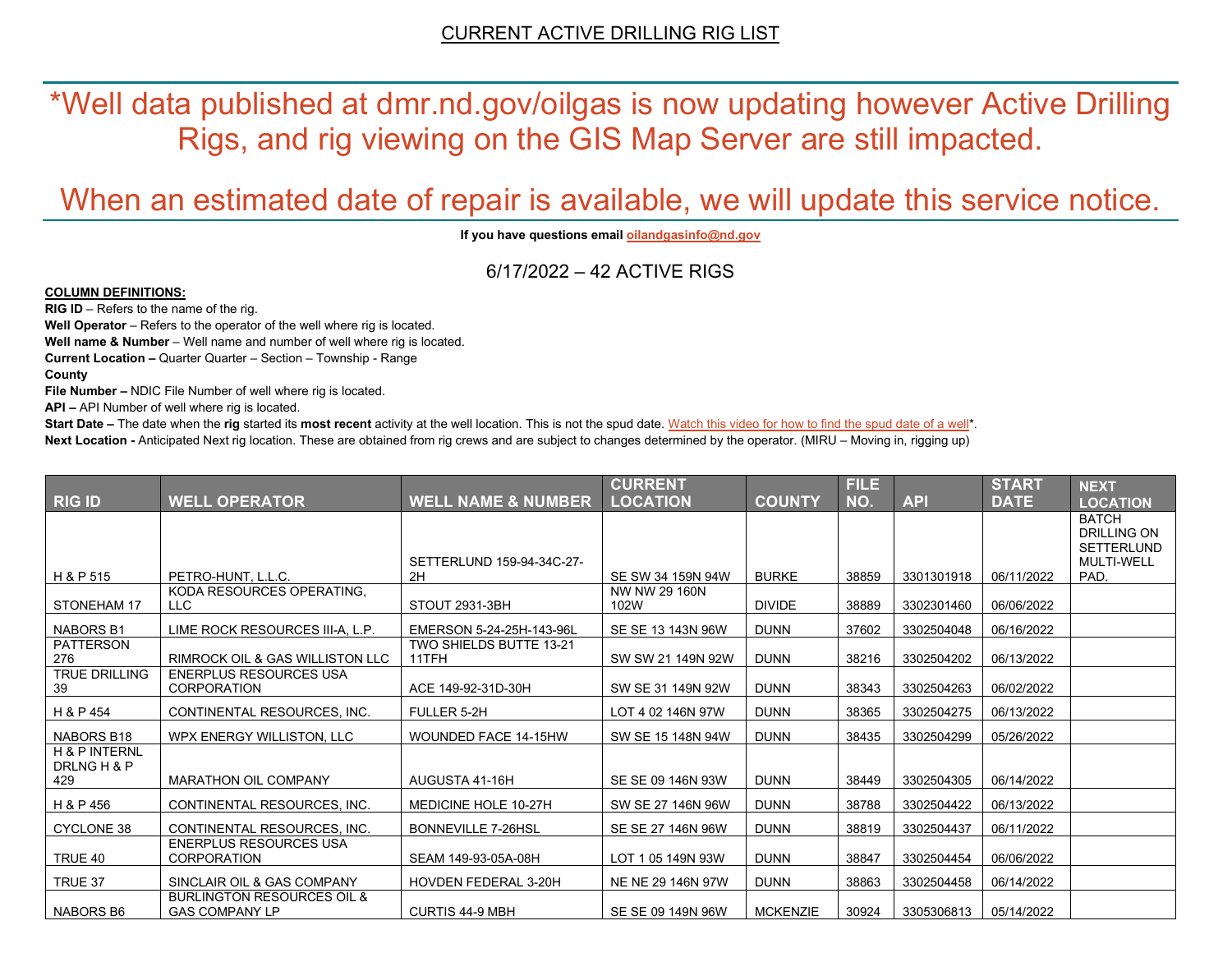## CURRENT ACTIVE DRILLING RIG LIST

# *Well data published at dmr.nd.gov/oilgas is now updating however Active Drilling Rigs, and rig viewing on the GIS Map Server are still impacted.

# When an estimated date of repair is available, we will update this service notice.

**If you have questions email oilandgasinfo@nd.gov**

6/17/2022 – 42 ACTIVE RIGS

**COLUMN DEFINITIONS:**

**RIG ID** – Refers to the name of the rig.

**Well Operator** – Refers to the operator of the well where rig is located.

**Well name & Number** – Well name and number of well where rig is located.

**Current Location –** Quarter Quarter – Section – Township - Range

**County**

**File Number –** NDIC File Number of well where rig is located.

**API –** API Number of well where rig is located.

**Start Date –** The date when the **rig** started its **most recent** activity at the well location. This is not the spud date. Watch this video for how to find the spud date of a well*.

**Next Location -** Anticipated Next rig location. These are obtained from rig crews and are subject to changes determined by the operator. (MIRU – Moving in, rigging up)

| RIG ID | WELL OPERATOR | WELL NAME & NUMBER | CURRENT LOCATION | COUNTY | FILE NO. | API | START DATE | NEXT LOCATION |
|---|---|---|---|---|---|---|---|---|
| H & P 515 | PETRO-HUNT, L.L.C. | SETTERLUND 159-94-34C-27-2H | SE SW 34 159N 94W | BURKE | 38859 | 3301301918 | 06/11/2022 | BATCH DRILLING ON SETTERLUND MULTI-WELL PAD. |
| STONEHAM 17 | KODA RESOURCES OPERATING, LLC | STOUT 2931-3BH | NW NW 29 160N 102W | DIVIDE | 38889 | 3302301460 | 06/06/2022 | |
| NABORS B1 | LIME ROCK RESOURCES III-A, L.P. | EMERSON 5-24-25H-143-96L | SE SE 13 143N 96W | DUNN | 37602 | 3302504048 | 06/16/2022 | |
| PATTERSON 276 | RIMROCK OIL & GAS WILLISTON LLC | TWO SHIELDS BUTTE 13-21 11TFH | SW SW 21 149N 92W | DUNN | 38216 | 3302504202 | 06/13/2022 | |
| TRUE DRILLING 39 | ENERPLUS RESOURCES USA CORPORATION | ACE 149-92-31D-30H | SW SE 31 149N 92W | DUNN | 38343 | 3302504263 | 06/02/2022 | |
| H & P 454 | CONTINENTAL RESOURCES, INC. | FULLER 5-2H | LOT 4 02 146N 97W | DUNN | 38365 | 3302504275 | 06/13/2022 | |
| NABORS B18 | WPX ENERGY WILLISTON, LLC | WOUNDED FACE 14-15HW | SW SE 15 148N 94W | DUNN | 38435 | 3302504299 | 05/26/2022 | |
| H & P INTERNL DRLNG H & P 429 | MARATHON OIL COMPANY | AUGUSTA 41-16H | SE SE 09 146N 93W | DUNN | 38449 | 3302504305 | 06/14/2022 | |
| H & P 456 | CONTINENTAL RESOURCES, INC. | MEDICINE HOLE 10-27H | SW SE 27 146N 96W | DUNN | 38788 | 3302504422 | 06/13/2022 | |
| CYCLONE 38 | CONTINENTAL RESOURCES, INC. | BONNEVILLE 7-26HSL | SE SE 27 146N 96W | DUNN | 38819 | 3302504437 | 06/11/2022 | |
| TRUE 40 | ENERPLUS RESOURCES USA CORPORATION | SEAM 149-93-05A-08H | LOT 1 05 149N 93W | DUNN | 38847 | 3302504454 | 06/06/2022 | |
| TRUE 37 | SINCLAIR OIL & GAS COMPANY | HOVDEN FEDERAL 3-20H | NE NE 29 146N 97W | DUNN | 38863 | 3302504458 | 06/14/2022 | |
| NABORS B6 | BURLINGTON RESOURCES OIL & GAS COMPANY LP | CURTIS 44-9 MBH | SE SE 09 149N 96W | MCKENZIE | 30924 | 3305306813 | 05/14/2022 | |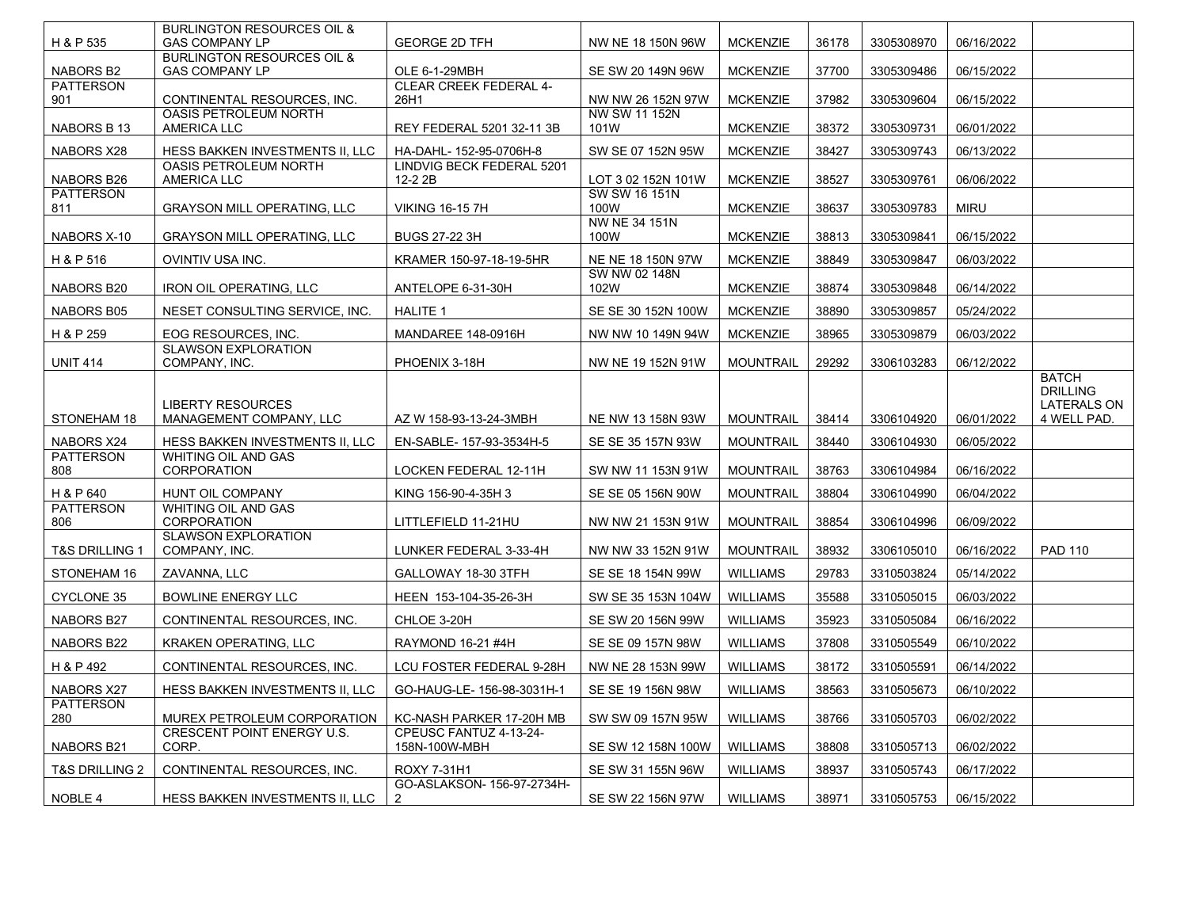| | | | | | | | | |
|---|---|---|---|---|---|---|---|---|
| H & P 535 | BURLINGTON RESOURCES OIL & GAS COMPANY LP | GEORGE 2D TFH | NW NE 18 150N 96W | MCKENZIE | 36178 | 3305308970 | 06/16/2022 | |
| NABORS B2 | BURLINGTON RESOURCES OIL & GAS COMPANY LP | OLE 6-1-29MBH | SE SW 20 149N 96W | MCKENZIE | 37700 | 3305309486 | 06/15/2022 | |
| PATTERSON 901 | CONTINENTAL RESOURCES, INC. | CLEAR CREEK FEDERAL 4-26H1 | NW NW 26 152N 97W | MCKENZIE | 37982 | 3305309604 | 06/15/2022 | |
| NABORS B 13 | OASIS PETROLEUM NORTH AMERICA LLC | REY FEDERAL 5201 32-11 3B | NW SW 11 152N 101W | MCKENZIE | 38372 | 3305309731 | 06/01/2022 | |
| NABORS X28 | HESS BAKKEN INVESTMENTS II, LLC | HA-DAHL- 152-95-0706H-8 | SW SE 07 152N 95W | MCKENZIE | 38427 | 3305309743 | 06/13/2022 | |
| NABORS B26 | OASIS PETROLEUM NORTH AMERICA LLC | LINDVIG BECK FEDERAL 5201 12-2 2B | LOT 3 02 152N 101W | MCKENZIE | 38527 | 3305309761 | 06/06/2022 | |
| PATTERSON 811 | GRAYSON MILL OPERATING, LLC | VIKING 16-15 7H | SW SW 16 151N 100W | MCKENZIE | 38637 | 3305309783 | MIRU | |
| NABORS X-10 | GRAYSON MILL OPERATING, LLC | BUGS 27-22 3H | NW NE 34 151N 100W | MCKENZIE | 38813 | 3305309841 | 06/15/2022 | |
| H & P 516 | OVINTIV USA INC. | KRAMER 150-97-18-19-5HR | NE NE 18 150N 97W | MCKENZIE | 38849 | 3305309847 | 06/03/2022 | |
| NABORS B20 | IRON OIL OPERATING, LLC | ANTELOPE 6-31-30H | SW NW 02 148N 102W | MCKENZIE | 38874 | 3305309848 | 06/14/2022 | |
| NABORS B05 | NESET CONSULTING SERVICE, INC. | HALITE 1 | SE SE 30 152N 100W | MCKENZIE | 38890 | 3305309857 | 05/24/2022 | |
| H & P 259 | EOG RESOURCES, INC. | MANDAREE 148-0916H | NW NW 10 149N 94W | MCKENZIE | 38965 | 3305309879 | 06/03/2022 | |
| UNIT 414 | SLAWSON EXPLORATION COMPANY, INC. | PHOENIX 3-18H | NW NE 19 152N 91W | MOUNTRAIL | 29292 | 3306103283 | 06/12/2022 | |
| STONEHAM 18 | LIBERTY RESOURCES MANAGEMENT COMPANY, LLC | AZ W 158-93-13-24-3MBH | NE NW 13 158N 93W | MOUNTRAIL | 38414 | 3306104920 | 06/01/2022 | BATCH DRILLING LATERALS ON 4 WELL PAD. |
| NABORS X24 | HESS BAKKEN INVESTMENTS II, LLC | EN-SABLE- 157-93-3534H-5 | SE SE 35 157N 93W | MOUNTRAIL | 38440 | 3306104930 | 06/05/2022 | |
| PATTERSON 808 | WHITING OIL AND GAS CORPORATION | LOCKEN FEDERAL 12-11H | SW NW 11 153N 91W | MOUNTRAIL | 38763 | 3306104984 | 06/16/2022 | |
| H & P 640 | HUNT OIL COMPANY | KING 156-90-4-35H 3 | SE SE 05 156N 90W | MOUNTRAIL | 38804 | 3306104990 | 06/04/2022 | |
| PATTERSON 806 | WHITING OIL AND GAS CORPORATION | LITTLEFIELD 11-21HU | NW NW 21 153N 91W | MOUNTRAIL | 38854 | 3306104996 | 06/09/2022 | |
| T&S DRILLING 1 | SLAWSON EXPLORATION COMPANY, INC. | LUNKER FEDERAL 3-33-4H | NW NW 33 152N 91W | MOUNTRAIL | 38932 | 3306105010 | 06/16/2022 | PAD 110 |
| STONEHAM 16 | ZAVANNA, LLC | GALLOWAY 18-30 3TFH | SE SE 18 154N 99W | WILLIAMS | 29783 | 3310503824 | 05/14/2022 | |
| CYCLONE 35 | BOWLINE ENERGY LLC | HEEN 153-104-35-26-3H | SW SE 35 153N 104W | WILLIAMS | 35588 | 3310505015 | 06/03/2022 | |
| NABORS B27 | CONTINENTAL RESOURCES, INC. | CHLOE 3-20H | SE SW 20 156N 99W | WILLIAMS | 35923 | 3310505084 | 06/16/2022 | |
| NABORS B22 | KRAKEN OPERATING, LLC | RAYMOND 16-21 #4H | SE SE 09 157N 98W | WILLIAMS | 37808 | 3310505549 | 06/10/2022 | |
| H & P 492 | CONTINENTAL RESOURCES, INC. | LCU FOSTER FEDERAL 9-28H | NW NE 28 153N 99W | WILLIAMS | 38172 | 3310505591 | 06/14/2022 | |
| NABORS X27 | HESS BAKKEN INVESTMENTS II, LLC | GO-HAUG-LE- 156-98-3031H-1 | SE SE 19 156N 98W | WILLIAMS | 38563 | 3310505673 | 06/10/2022 | |
| PATTERSON 280 | MUREX PETROLEUM CORPORATION | KC-NASH PARKER 17-20H MB | SW SW 09 157N 95W | WILLIAMS | 38766 | 3310505703 | 06/02/2022 | |
| NABORS B21 | CRESCENT POINT ENERGY U.S. CORP. | CPEUSC FANTUZ 4-13-24-158N-100W-MBH | SE SW 12 158N 100W | WILLIAMS | 38808 | 3310505713 | 06/02/2022 | |
| T&S DRILLING 2 | CONTINENTAL RESOURCES, INC. | ROXY 7-31H1 | SE SW 31 155N 96W | WILLIAMS | 38937 | 3310505743 | 06/17/2022 | |
| NOBLE 4 | HESS BAKKEN INVESTMENTS II, LLC | GO-ASLAKSON- 156-97-2734H-2 | SE SW 22 156N 97W | WILLIAMS | 38971 | 3310505753 | 06/15/2022 | |